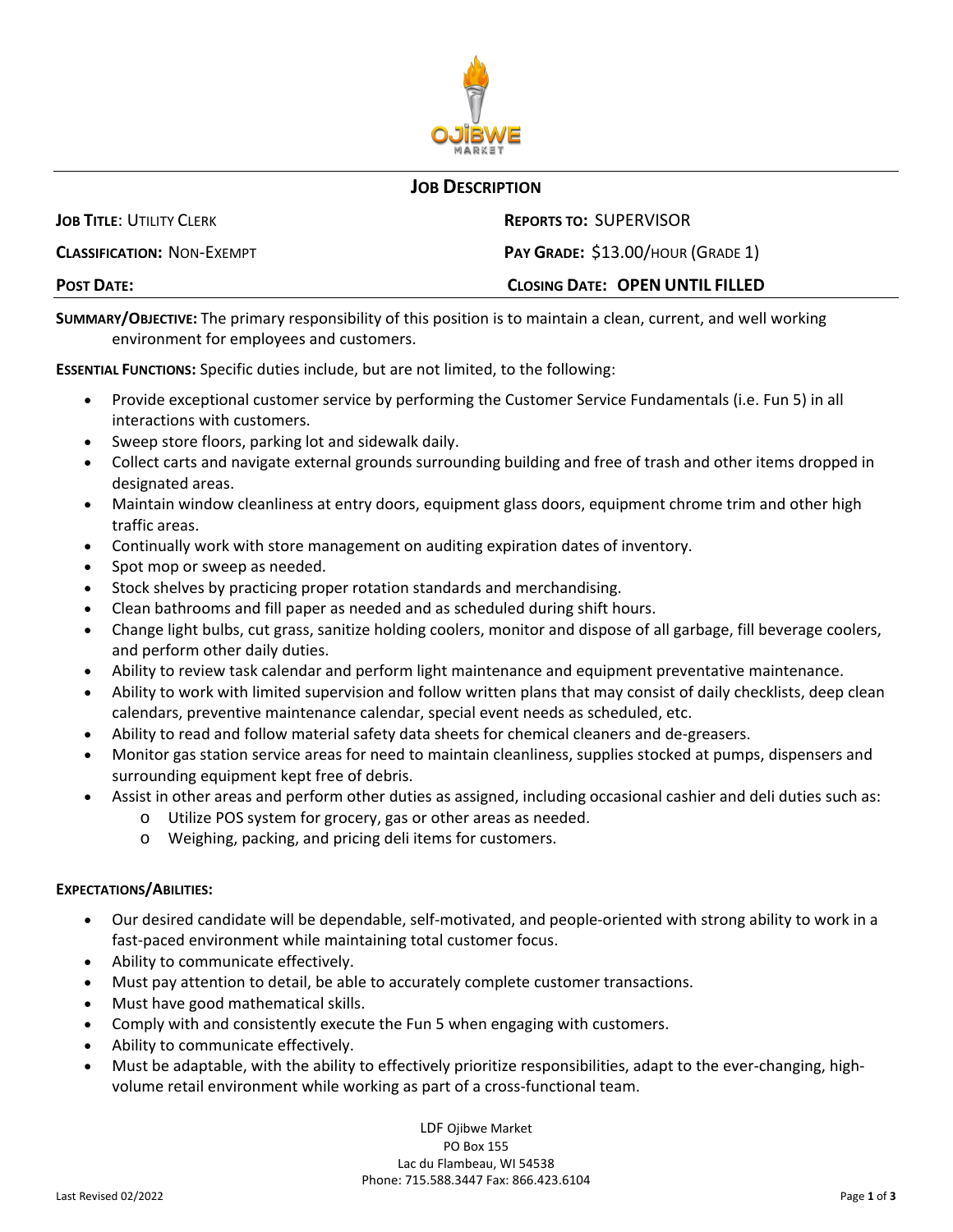## JOB DESCRIPTION

**JOB TITLE**: UTILITY CLERK

**REPORTS TO:** SUPERVISOR

**CLASSIFICATION:** NON-EXEMPT

**PAY GRADE:** $13.00/HOUR (GRADE 1)

**POST DATE:**

**CLOSING DATE: OPEN UNTIL FILLED**

**SUMMARY/OBJECTIVE:** The primary responsibility of this position is to maintain a clean, current, and well working environment for employees and customers.

**ESSENTIAL FUNCTIONS:** Specific duties include, but are not limited, to the following:

- Provide exceptional customer service by performing the Customer Service Fundamentals (i.e. Fun 5) in all interactions with customers.
- Sweep store floors, parking lot and sidewalk daily.
- Collect carts and navigate external grounds surrounding building and free of trash and other items dropped in designated areas.
- Maintain window cleanliness at entry doors, equipment glass doors, equipment chrome trim and other high traffic areas.
- Continually work with store management on auditing expiration dates of inventory.
- Spot mop or sweep as needed.
- Stock shelves by practicing proper rotation standards and merchandising.
- Clean bathrooms and fill paper as needed and as scheduled during shift hours.
- Change light bulbs, cut grass, sanitize holding coolers, monitor and dispose of all garbage, fill beverage coolers, and perform other daily duties.
- Ability to review task calendar and perform light maintenance and equipment preventative maintenance.
- Ability to work with limited supervision and follow written plans that may consist of daily checklists, deep clean calendars, preventive maintenance calendar, special event needs as scheduled, etc.
- Ability to read and follow material safety data sheets for chemical cleaners and de-greasers.
- Monitor gas station service areas for need to maintain cleanliness, supplies stocked at pumps, dispensers and surrounding equipment kept free of debris.
- Assist in other areas and perform other duties as assigned, including occasional cashier and deli duties such as:
  - Utilize POS system for grocery, gas or other areas as needed.
  - Weighing, packing, and pricing deli items for customers.

**EXPECTATIONS/ABILITIES:**

- Our desired candidate will be dependable, self-motivated, and people-oriented with strong ability to work in a fast-paced environment while maintaining total customer focus.
- Ability to communicate effectively.
- Must pay attention to detail, be able to accurately complete customer transactions.
- Must have good mathematical skills.
- Comply with and consistently execute the Fun 5 when engaging with customers.
- Ability to communicate effectively.
- Must be adaptable, with the ability to effectively prioritize responsibilities, adapt to the ever-changing, high-volume retail environment while working as part of a cross-functional team.

LDF Ojibwe Market
PO Box 155
Lac du Flambeau, WI 54538
Phone: 715.588.3447 Fax: 866.423.6104

Last Revised 02/2022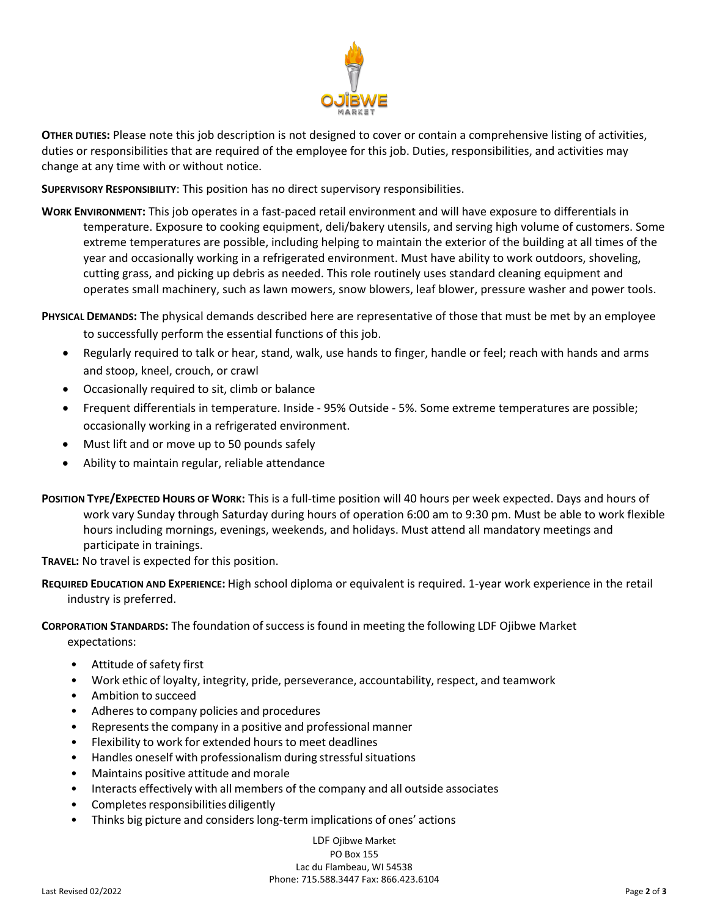**OTHER DUTIES:** Please note this job description is not designed to cover or contain a comprehensive listing of activities, duties or responsibilities that are required of the employee for this job. Duties, responsibilities, and activities may change at any time with or without notice.

**SUPERVISORY RESPONSIBILITY**: This position has no direct supervisory responsibilities.

**WORK ENVIRONMENT:** This job operates in a fast-paced retail environment and will have exposure to differentials in temperature. Exposure to cooking equipment, deli/bakery utensils, and serving high volume of customers. Some extreme temperatures are possible, including helping to maintain the exterior of the building at all times of the year and occasionally working in a refrigerated environment. Must have ability to work outdoors, shoveling, cutting grass, and picking up debris as needed. This role routinely uses standard cleaning equipment and operates small machinery, such as lawn mowers, snow blowers, leaf blower, pressure washer and power tools.

**PHYSICAL DEMANDS:** The physical demands described here are representative of those that must be met by an employee to successfully perform the essential functions of this job.

- Regularly required to talk or hear, stand, walk, use hands to finger, handle or feel; reach with hands and arms and stoop, kneel, crouch, or crawl
- Occasionally required to sit, climb or balance
- Frequent differentials in temperature. Inside - 95% Outside - 5%. Some extreme temperatures are possible; occasionally working in a refrigerated environment.
- Must lift and or move up to 50 pounds safely
- Ability to maintain regular, reliable attendance

**POSITION TYPE/EXPECTED HOURS OF WORK:** This is a full-time position will 40 hours per week expected. Days and hours of work vary Sunday through Saturday during hours of operation 6:00 am to 9:30 pm. Must be able to work flexible hours including mornings, evenings, weekends, and holidays. Must attend all mandatory meetings and participate in trainings.

**TRAVEL:** No travel is expected for this position.

**REQUIRED EDUCATION AND EXPERIENCE:** High school diploma or equivalent is required. 1-year work experience in the retail industry is preferred.

**CORPORATION STANDARDS:** The foundation of success is found in meeting the following LDF Ojibwe Market expectations:

- Attitude of safety first
- Work ethic of loyalty, integrity, pride, perseverance, accountability, respect, and teamwork
- Ambition to succeed
- Adheres to company policies and procedures
- Represents the company in a positive and professional manner
- Flexibility to work for extended hours to meet deadlines
- Handles oneself with professionalism during stressful situations
- Maintains positive attitude and morale
- Interacts effectively with all members of the company and all outside associates
- Completes responsibilities diligently
- Thinks big picture and considers long-term implications of ones' actions

LDF Ojibwe Market
PO Box 155
Lac du Flambeau, WI 54538
Phone: 715.588.3447 Fax: 866.423.6104

Last Revised 02/2022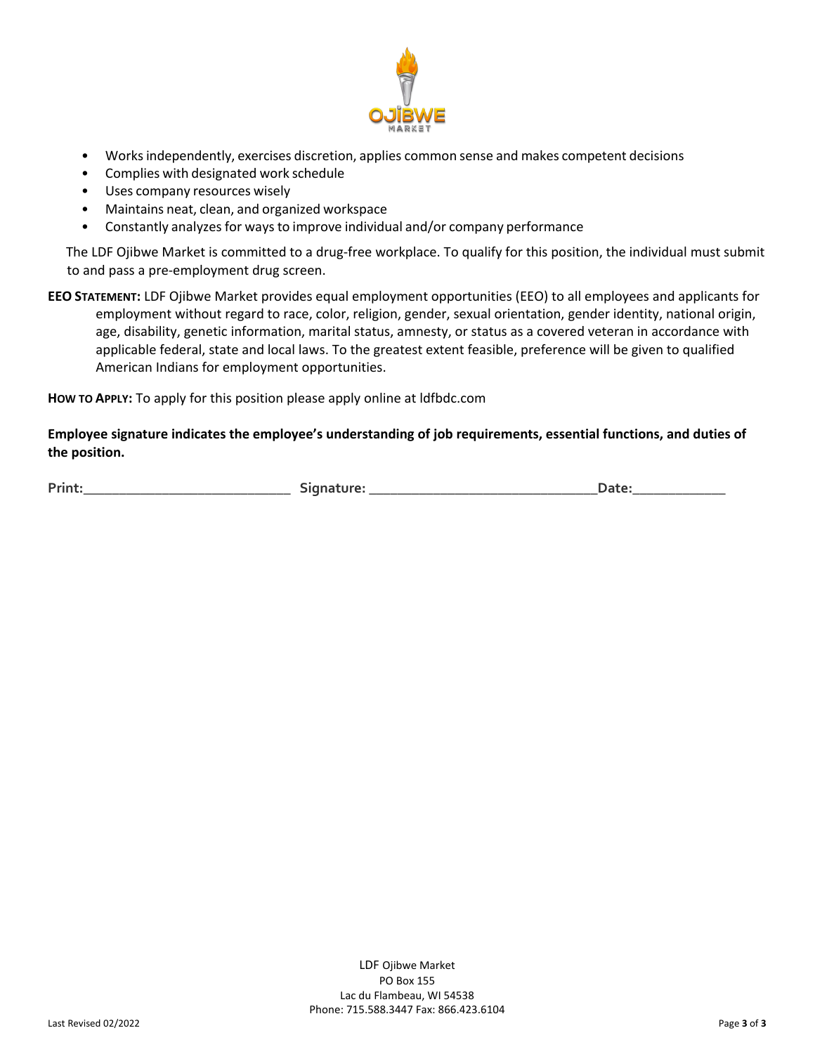- Works independently, exercises discretion, applies common sense and makes competent decisions
- Complies with designated work schedule
- Uses company resources wisely
- Maintains neat, clean, and organized workspace
- Constantly analyzes for ways to improve individual and/or company performance

The LDF Ojibwe Market is committed to a drug-free workplace. To qualify for this position, the individual must submit to and pass a pre-employment drug screen.

**EEO STATEMENT:** LDF Ojibwe Market provides equal employment opportunities (EEO) to all employees and applicants for employment without regard to race, color, religion, gender, sexual orientation, gender identity, national origin, age, disability, genetic information, marital status, amnesty, or status as a covered veteran in accordance with applicable federal, state and local laws. To the greatest extent feasible, preference will be given to qualified American Indians for employment opportunities.

**HOW TO APPLY:** To apply for this position please apply online at ldfbdc.com

**Employee signature indicates the employee's understanding of job requirements, essential functions, and duties of the position.**

**Print:**____________________________ **Signature:** ______________________________**Date:**____________

LDF Ojibwe Market
PO Box 155
Lac du Flambeau, WI 54538
Phone: 715.588.3447 Fax: 866.423.6104

Last Revised 02/2022